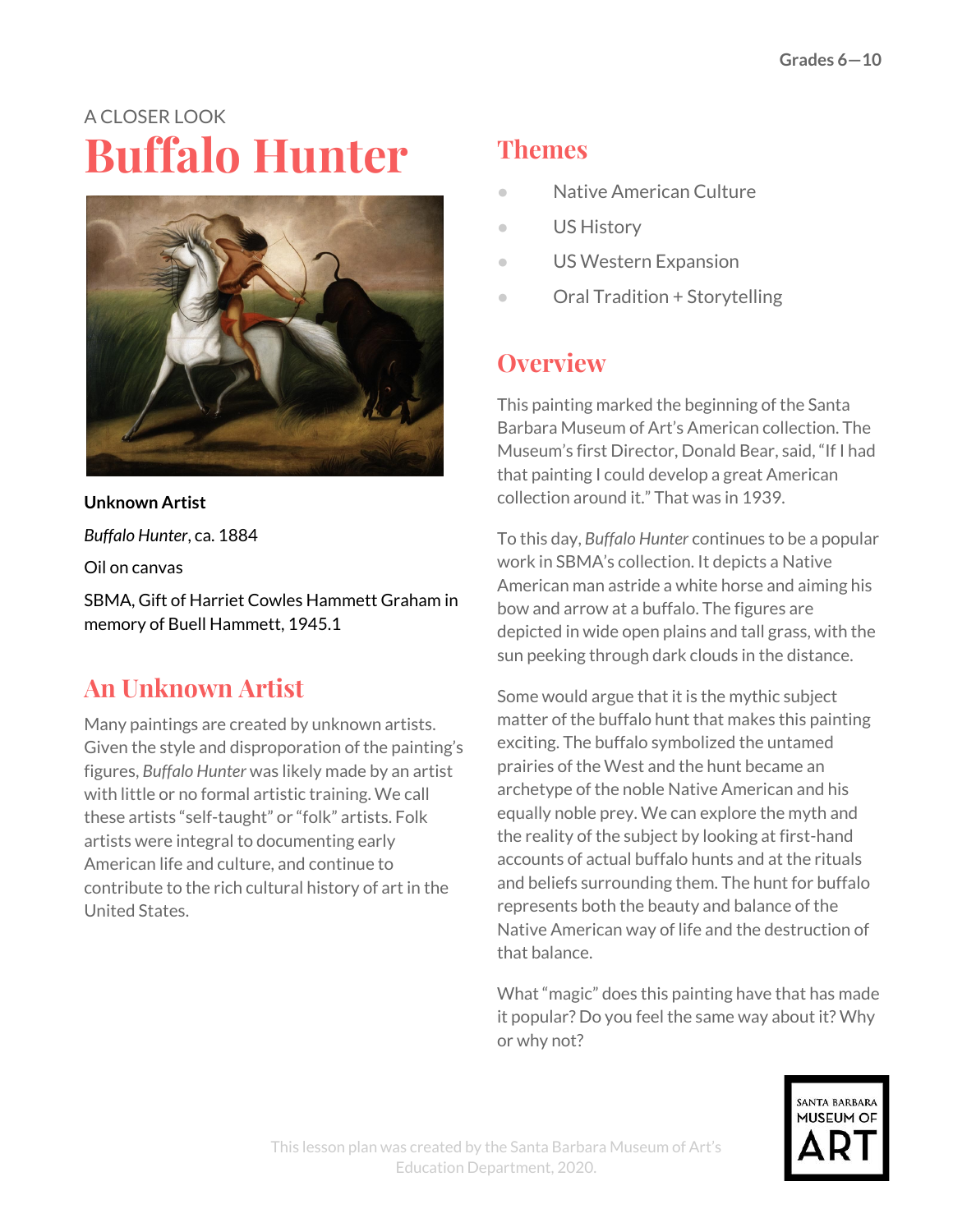A CLOSER LOOK

# Buffalo Hunter

**Unknown Artist**

*Buffalo Hunter*, ca. 1884

Oil on canvas

SBMA, Gift of Harriet Cowles Hammett Graham in memory of Buell Hammett, 1945.1

## An Unknown Artist

Many paintings are created by unknown artists. Given the style and disproportion of the painting's figures, *Buffalo Hunter* was likely made by an artist with little or no formal artistic training. We call these artists "self-taught" or "folk" artists. Folk artists were integral to documenting early American life and culture, and continue to contribute to the rich cultural history of art in the United States.

## Themes

- Native American Culture
- US History
- US Western Expansion
- Oral Tradition + Storytelling

## Overview

This painting marked the beginning of the Santa Barbara Museum of Art's American collection. The Museum's first Director, Donald Bear, said, "If I had that painting I could develop a great American collection around it." That was in 1939.

To this day, *Buffalo Hunter* continues to be a popular work in SBMA's collection. It depicts a Native American man astride a white horse and aiming his bow and arrow at a buffalo. The figures are depicted in wide open plains and tall grass, with the sun peeking through dark clouds in the distance.

Some would argue that it is the mythic subject matter of the buffalo hunt that makes this painting exciting. The buffalo symbolized the untamed prairies of the West and the hunt became an archetype of the noble Native American and his equally noble prey. We can explore the myth and the reality of the subject by looking at first-hand accounts of actual buffalo hunts and at the rituals and beliefs surrounding them. The hunt for buffalo represents both the beauty and balance of the Native American way of life and the destruction of that balance.

What "magic" does this painting have that has made it popular? Do you feel the same way about it? Why or why not?

This lesson plan was created by the Santa Barbara Museum of Art's Education Department, 2020.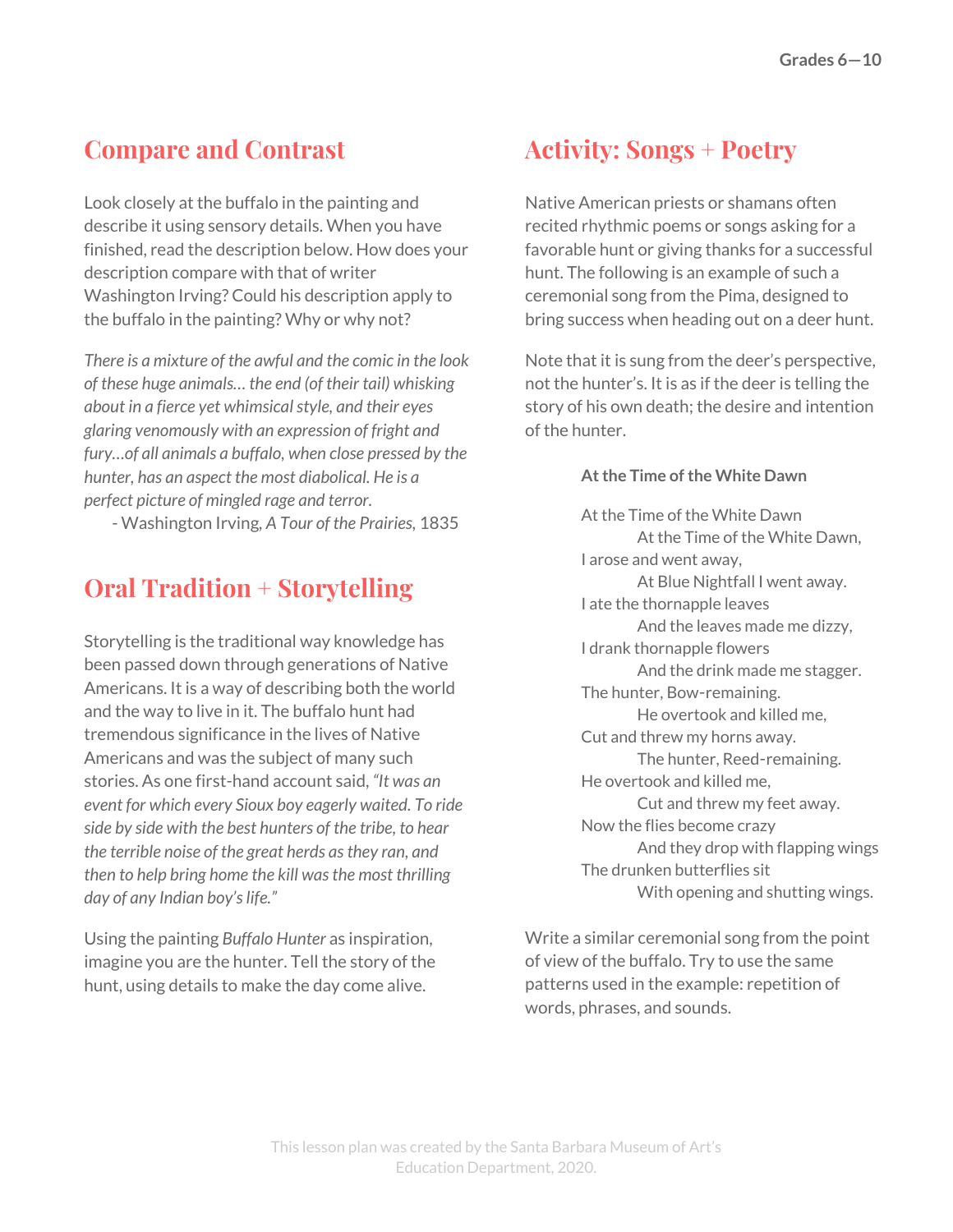## Compare and Contrast

Look closely at the buffalo in the painting and describe it using sensory details. When you have finished, read the description below. How does your description compare with that of writer Washington Irving? Could his description apply to the buffalo in the painting? Why or why not?

*There is a mixture of the awful and the comic in the look of these huge animals… the end (of their tail) whisking about in a fierce yet whimsical style, and their eyes glaring venomously with an expression of fright and fury…of all animals a buffalo, when close pressed by the hunter, has an aspect the most diabolical. He is a perfect picture of mingled rage and terror.*

- Washington Irving, *A Tour of the Prairies,* 1835

## Oral Tradition + Storytelling

Storytelling is the traditional way knowledge has been passed down through generations of Native Americans. It is a way of describing both the world and the way to live in it. The buffalo hunt had tremendous significance in the lives of Native Americans and was the subject of many such stories. As one first-hand account said, *"It was an event for which every Sioux boy eagerly waited. To ride side by side with the best hunters of the tribe, to hear the terrible noise of the great herds as they ran, and then to help bring home the kill was the most thrilling day of any Indian boy's life."*

Using the painting *Buffalo Hunter* as inspiration, imagine you are the hunter. Tell the story of the hunt, using details to make the day come alive.

## Activity: Songs + Poetry

Native American priests or shamans often recited rhythmic poems or songs asking for a favorable hunt or giving thanks for a successful hunt. The following is an example of such a ceremonial song from the Pima, designed to bring success when heading out on a deer hunt.

Note that it is sung from the deer's perspective, not the hunter's. It is as if the deer is telling the story of his own death; the desire and intention of the hunter.

**At the Time of the White Dawn**

At the Time of the White Dawn
    At the Time of the White Dawn,
I arose and went away,
    At Blue Nightfall I went away.
I ate the thornapple leaves
    And the leaves made me dizzy,
I drank thornapple flowers
    And the drink made me stagger.
The hunter, Bow-remaining.
    He overtook and killed me,
Cut and threw my horns away.
    The hunter, Reed-remaining.
He overtook and killed me,
    Cut and threw my feet away.
Now the flies become crazy
    And they drop with flapping wings
The drunken butterflies sit
    With opening and shutting wings.

Write a similar ceremonial song from the point of view of the buffalo. Try to use the same patterns used in the example: repetition of words, phrases, and sounds.

This lesson plan was created by the Santa Barbara Museum of Art's Education Department, 2020.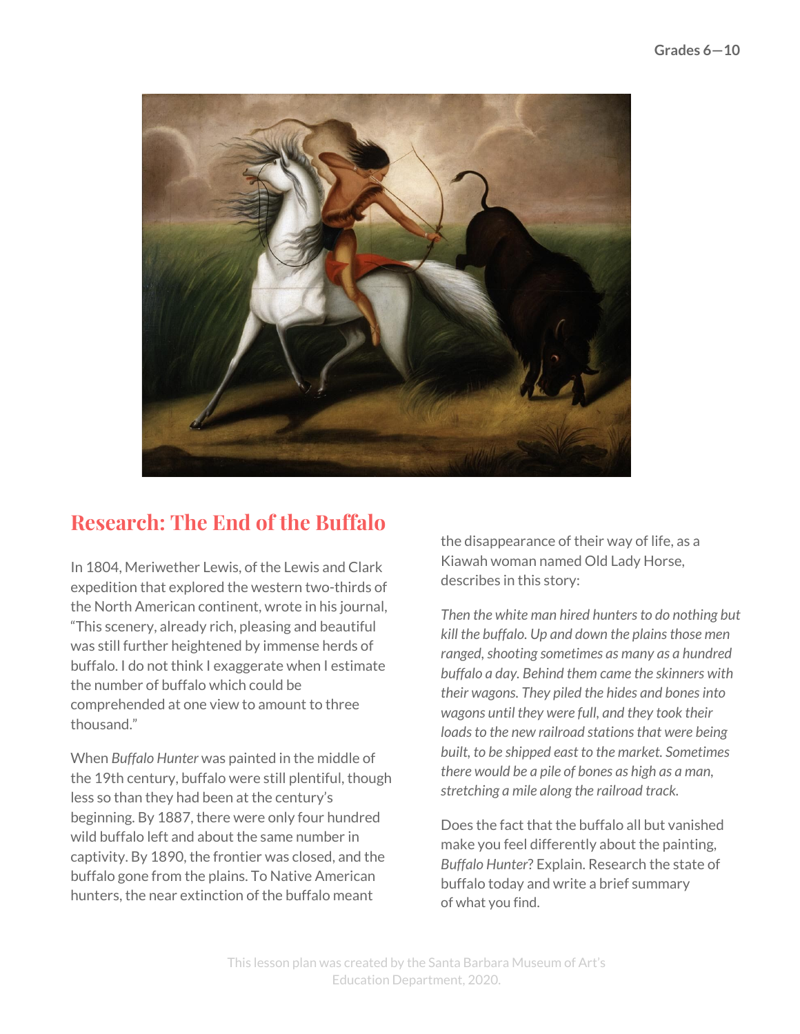## Research: The End of the Buffalo

In 1804, Meriwether Lewis, of the Lewis and Clark expedition that explored the western two-thirds of the North American continent, wrote in his journal, "This scenery, already rich, pleasing and beautiful was still further heightened by immense herds of buffalo. I do not think I exaggerate when I estimate the number of buffalo which could be comprehended at one view to amount to three thousand."

When *Buffalo Hunter* was painted in the middle of the 19th century, buffalo were still plentiful, though less so than they had been at the century's beginning. By 1887, there were only four hundred wild buffalo left and about the same number in captivity. By 1890, the frontier was closed, and the buffalo gone from the plains. To Native American hunters, the near extinction of the buffalo meant the disappearance of their way of life, as a Kiawah woman named Old Lady Horse, describes in this story:

*Then the white man hired hunters to do nothing but kill the buffalo. Up and down the plains those men ranged, shooting sometimes as many as a hundred buffalo a day. Behind them came the skinners with their wagons. They piled the hides and bones into wagons until they were full, and they took their loads to the new railroad stations that were being built, to be shipped east to the market. Sometimes there would be a pile of bones as high as a man, stretching a mile along the railroad track.*

Does the fact that the buffalo all but vanished make you feel differently about the painting, *Buffalo Hunter*? Explain. Research the state of buffalo today and write a brief summary of what you find.

This lesson plan was created by the Santa Barbara Museum of Art's Education Department, 2020.